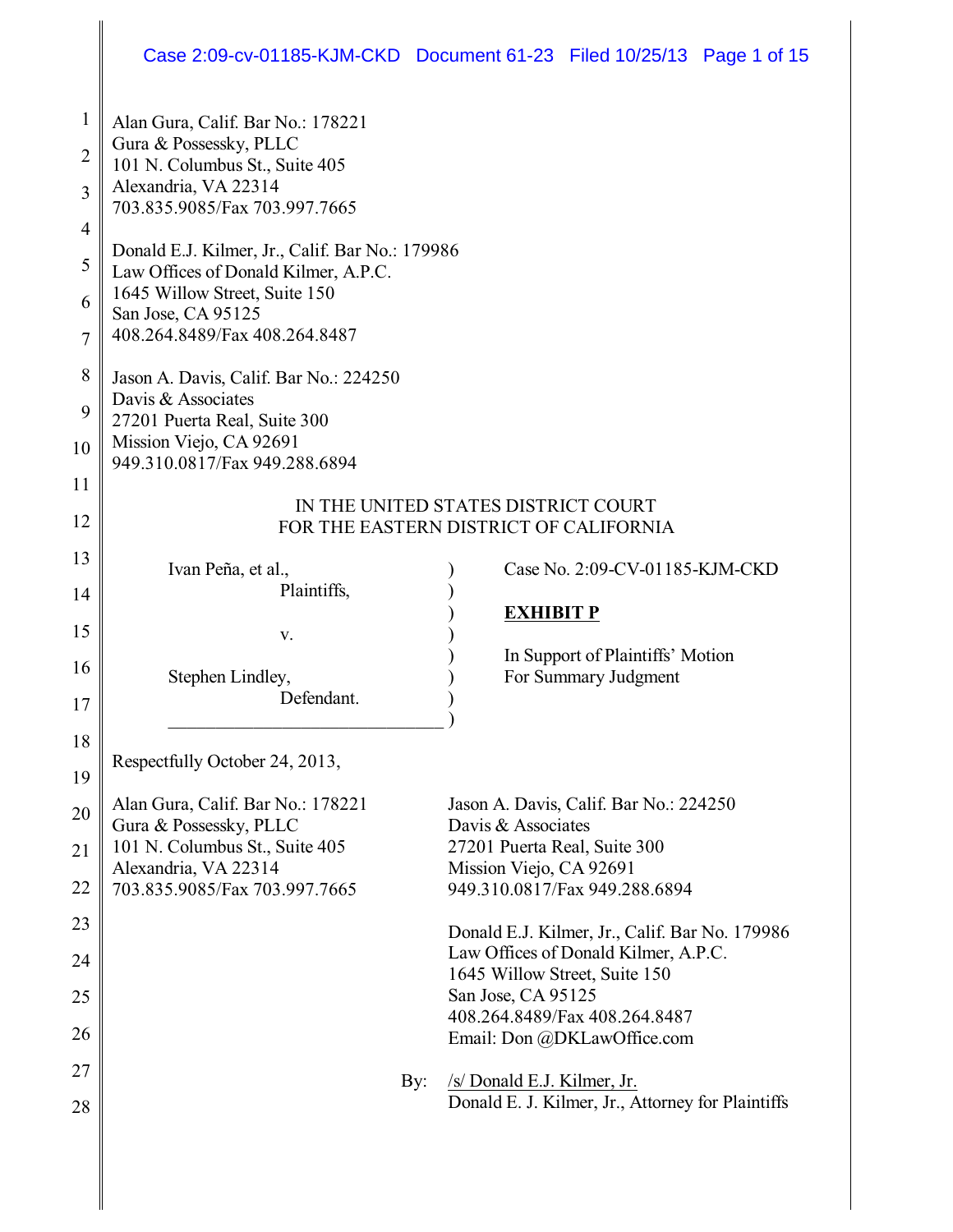Alan Gura, Calif. Bar No.: 178221
Gura & Possessky, PLLC
101 N. Columbus St., Suite 405
Alexandria, VA 22314
703.835.9085/Fax 703.997.7665

Donald E.J. Kilmer, Jr., Calif. Bar No.: 179986
Law Offices of Donald Kilmer, A.P.C.
1645 Willow Street, Suite 150
San Jose, CA 95125
408.264.8489/Fax 408.264.8487

Jason A. Davis, Calif. Bar No.: 224250
Davis & Associates
27201 Puerta Real, Suite 300
Mission Viejo, CA 92691
949.310.0817/Fax 949.288.6894

IN THE UNITED STATES DISTRICT COURT
FOR THE EASTERN DISTRICT OF CALIFORNIA

| | |
|---|---|
| Ivan Peña, et al., Plaintiffs, v. Stephen Lindley, Defendant. | Case No. 2:09-CV-01185-KJM-CKD **EXHIBIT P** In Support of Plaintiffs' Motion For Summary Judgment |

Respectfully October 24, 2013,

Alan Gura, Calif. Bar No.: 178221
Gura & Possessky, PLLC
101 N. Columbus St., Suite 405
Alexandria, VA 22314
703.835.9085/Fax 703.997.7665

Jason A. Davis, Calif. Bar No.: 224250
Davis & Associates
27201 Puerta Real, Suite 300
Mission Viejo, CA 92691
949.310.0817/Fax 949.288.6894

Donald E.J. Kilmer, Jr., Calif. Bar No. 179986
Law Offices of Donald Kilmer, A.P.C.
1645 Willow Street, Suite 150
San Jose, CA 95125
408.264.8489/Fax 408.264.8487
Email: Don @DKLawOffice.com

By: /s/ Donald E.J. Kilmer, Jr.
Donald E. J. Kilmer, Jr., Attorney for Plaintiffs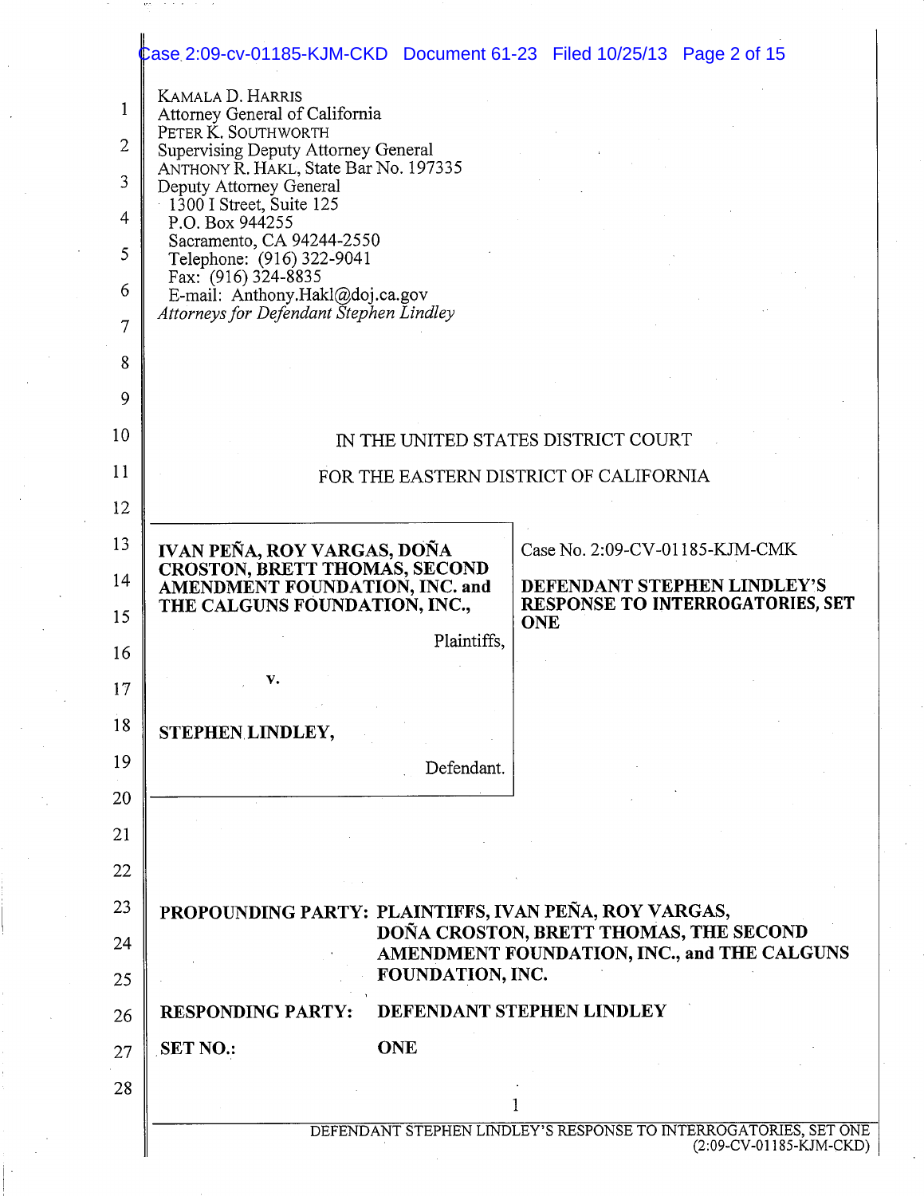KAMALA D. HARRIS
Attorney General of California
PETER K. SOUTHWORTH
Supervising Deputy Attorney General
ANTHONY R. HAKL, State Bar No. 197335
Deputy Attorney General
1300 I Street, Suite 125
P.O. Box 944255
Sacramento, CA 94244-2550
Telephone: (916) 322-9041
Fax: (916) 324-8835
E-mail: Anthony.Hakl@doj.ca.gov
*Attorneys for Defendant Stephen Lindley*

IN THE UNITED STATES DISTRICT COURT

FOR THE EASTERN DISTRICT OF CALIFORNIA

| | |
|---|---|
| **IVAN PEÑA, ROY VARGAS, DOÑA CROSTON, BRETT THOMAS, SECOND AMENDMENT FOUNDATION, INC. and THE CALGUNS FOUNDATION, INC.,** Plaintiffs, v. **STEPHEN LINDLEY,** Defendant. | Case No. 2:09-CV-01185-KJM-CMK **DEFENDANT STEPHEN LINDLEY'S RESPONSE TO INTERROGATORIES, SET ONE** |

**PROPOUNDING PARTY:** **PLAINTIFFS, IVAN PEÑA, ROY VARGAS, DOÑA CROSTON, BRETT THOMAS, THE SECOND AMENDMENT FOUNDATION, INC., and THE CALGUNS FOUNDATION, INC.**

**RESPONDING PARTY:** **DEFENDANT STEPHEN LINDLEY**

**SET NO.:** **ONE**

DEFENDANT STEPHEN LINDLEY'S RESPONSE TO INTERROGATORIES, SET ONE (2:09-CV-01185-KJM-CKD)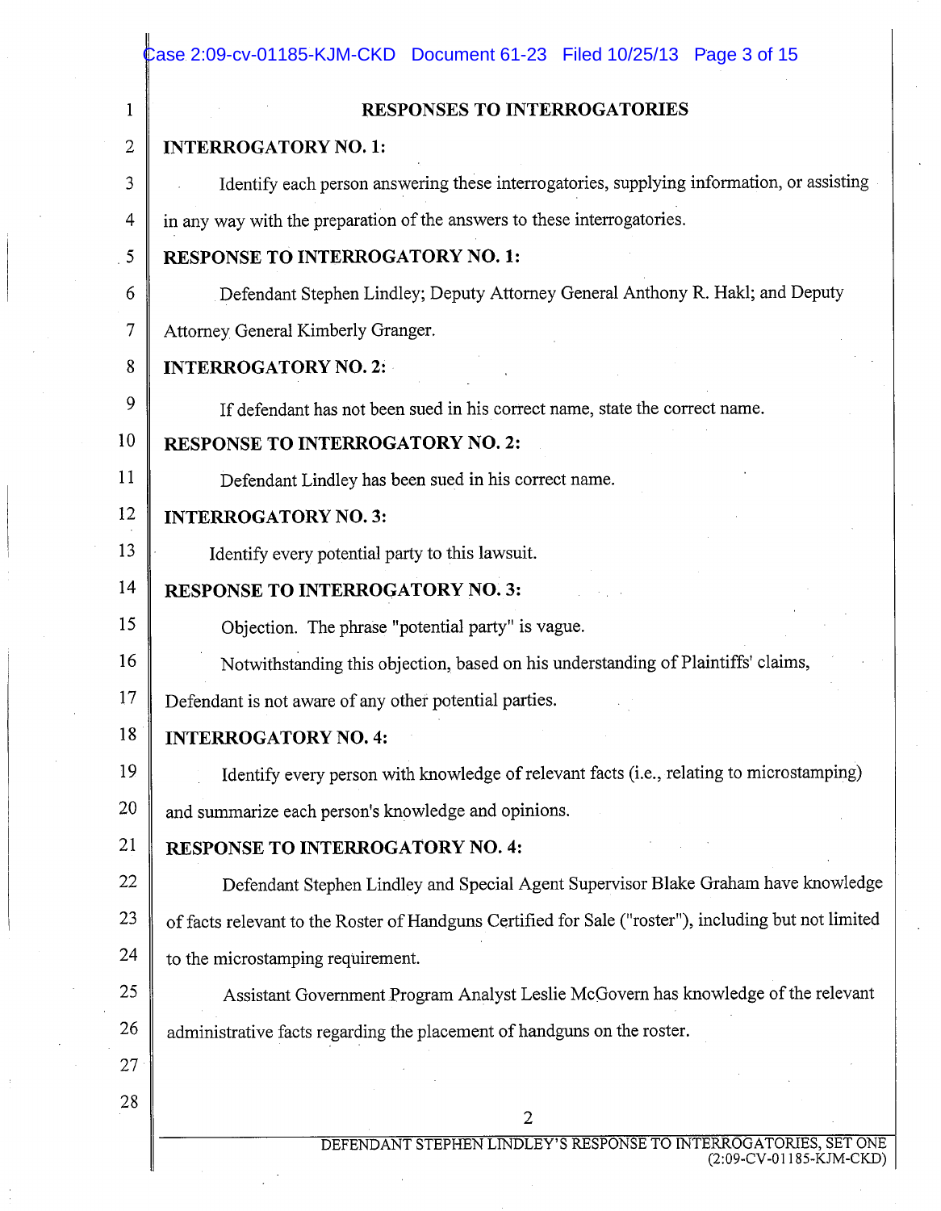## RESPONSES TO INTERROGATORIES

**INTERROGATORY NO. 1:**

Identify each person answering these interrogatories, supplying information, or assisting in any way with the preparation of the answers to these interrogatories.

**RESPONSE TO INTERROGATORY NO. 1:**

Defendant Stephen Lindley; Deputy Attorney General Anthony R. Hakl; and Deputy Attorney General Kimberly Granger.

**INTERROGATORY NO. 2:**

If defendant has not been sued in his correct name, state the correct name.

**RESPONSE TO INTERROGATORY NO. 2:**

Defendant Lindley has been sued in his correct name.

**INTERROGATORY NO. 3:**

Identify every potential party to this lawsuit.

**RESPONSE TO INTERROGATORY NO. 3:**

Objection. The phrase "potential party" is vague.

Notwithstanding this objection, based on his understanding of Plaintiffs' claims, Defendant is not aware of any other potential parties.

**INTERROGATORY NO. 4:**

Identify every person with knowledge of relevant facts (i.e., relating to microstamping) and summarize each person's knowledge and opinions.

**RESPONSE TO INTERROGATORY NO. 4:**

Defendant Stephen Lindley and Special Agent Supervisor Blake Graham have knowledge of facts relevant to the Roster of Handguns Certified for Sale ("roster"), including but not limited to the microstamping requirement.

Assistant Government Program Analyst Leslie McGovern has knowledge of the relevant administrative facts regarding the placement of handguns on the roster.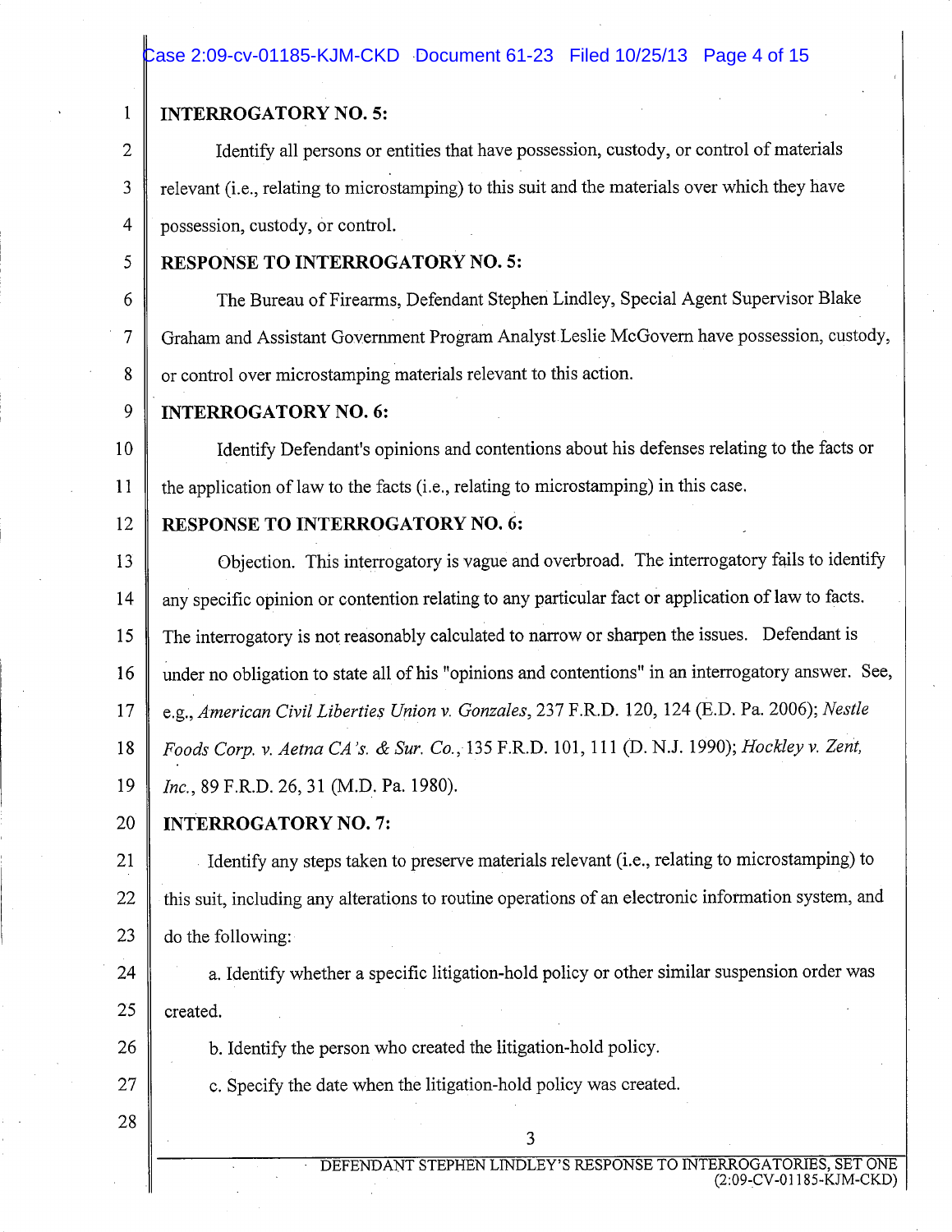**INTERROGATORY NO. 5:**

Identify all persons or entities that have possession, custody, or control of materials relevant (i.e., relating to microstamping) to this suit and the materials over which they have possession, custody, or control.

**RESPONSE TO INTERROGATORY NO. 5:**

The Bureau of Firearms, Defendant Stephen Lindley, Special Agent Supervisor Blake Graham and Assistant Government Program Analyst Leslie McGovern have possession, custody, or control over microstamping materials relevant to this action.

**INTERROGATORY NO. 6:**

Identify Defendant's opinions and contentions about his defenses relating to the facts or the application of law to the facts (i.e., relating to microstamping) in this case.

**RESPONSE TO INTERROGATORY NO. 6:**

Objection. This interrogatory is vague and overbroad. The interrogatory fails to identify any specific opinion or contention relating to any particular fact or application of law to facts. The interrogatory is not reasonably calculated to narrow or sharpen the issues. Defendant is under no obligation to state all of his "opinions and contentions" in an interrogatory answer. See, e.g., *American Civil Liberties Union v. Gonzales*, 237 F.R.D. 120, 124 (E.D. Pa. 2006); *Nestle Foods Corp. v. Aetna CA's. & Sur. Co.*, 135 F.R.D. 101, 111 (D. N.J. 1990); *Hockley v. Zent, Inc.*, 89 F.R.D. 26, 31 (M.D. Pa. 1980).

**INTERROGATORY NO. 7:**

Identify any steps taken to preserve materials relevant (i.e., relating to microstamping) to this suit, including any alterations to routine operations of an electronic information system, and do the following:

a. Identify whether a specific litigation-hold policy or other similar suspension order was created.

b. Identify the person who created the litigation-hold policy.

c. Specify the date when the litigation-hold policy was created.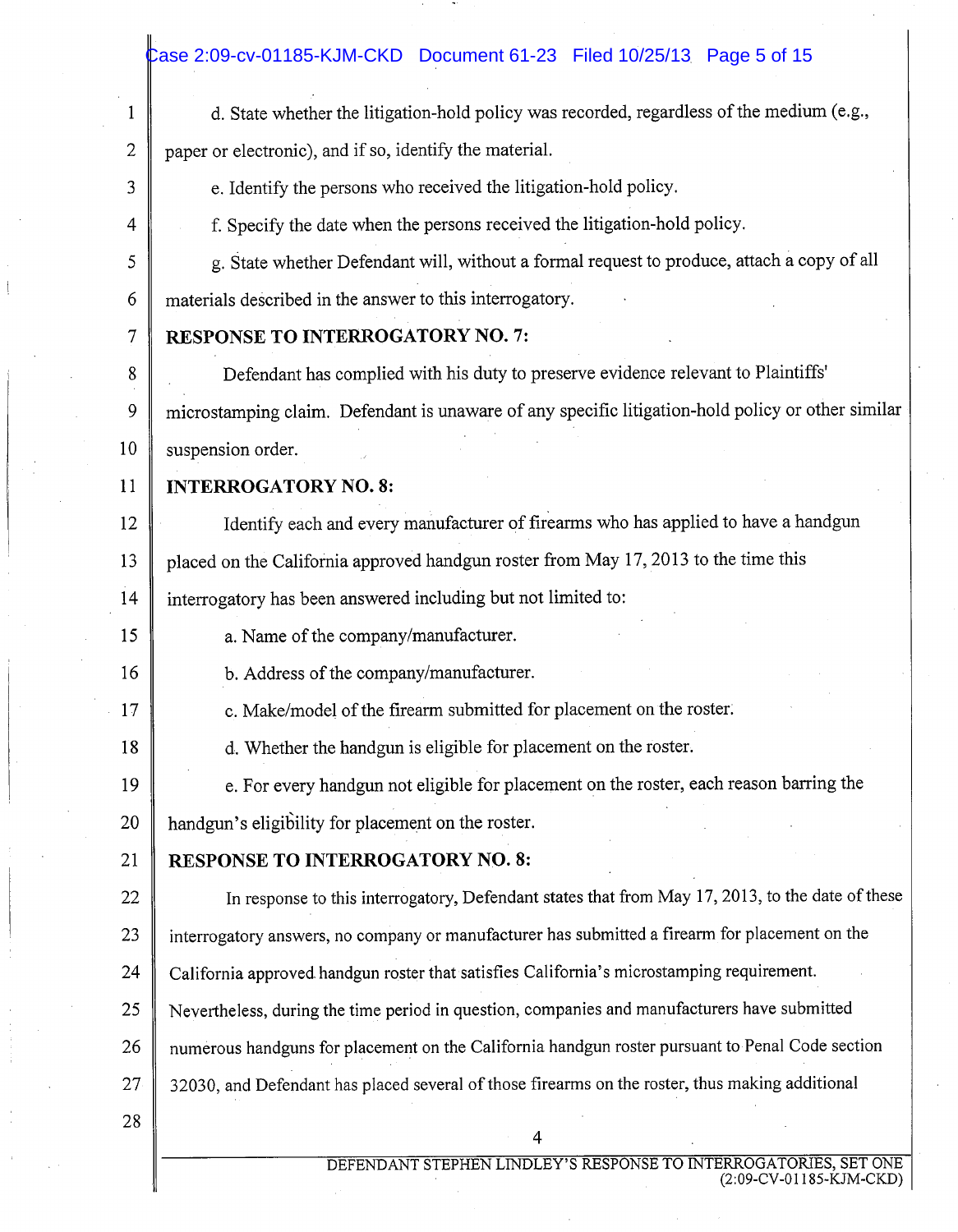d. State whether the litigation-hold policy was recorded, regardless of the medium (e.g., paper or electronic), and if so, identify the material.

e. Identify the persons who received the litigation-hold policy.

f. Specify the date when the persons received the litigation-hold policy.

g. State whether Defendant will, without a formal request to produce, attach a copy of all materials described in the answer to this interrogatory.

**RESPONSE TO INTERROGATORY NO. 7:**

Defendant has complied with his duty to preserve evidence relevant to Plaintiffs' microstamping claim. Defendant is unaware of any specific litigation-hold policy or other similar suspension order.

**INTERROGATORY NO. 8:**

Identify each and every manufacturer of firearms who has applied to have a handgun placed on the California approved handgun roster from May 17, 2013 to the time this interrogatory has been answered including but not limited to:

a. Name of the company/manufacturer.

b. Address of the company/manufacturer.

c. Make/model of the firearm submitted for placement on the roster.

d. Whether the handgun is eligible for placement on the roster.

e. For every handgun not eligible for placement on the roster, each reason barring the handgun's eligibility for placement on the roster.

**RESPONSE TO INTERROGATORY NO. 8:**

In response to this interrogatory, Defendant states that from May 17, 2013, to the date of these interrogatory answers, no company or manufacturer has submitted a firearm for placement on the California approved handgun roster that satisfies California's microstamping requirement. Nevertheless, during the time period in question, companies and manufacturers have submitted numerous handguns for placement on the California handgun roster pursuant to Penal Code section 32030, and Defendant has placed several of those firearms on the roster, thus making additional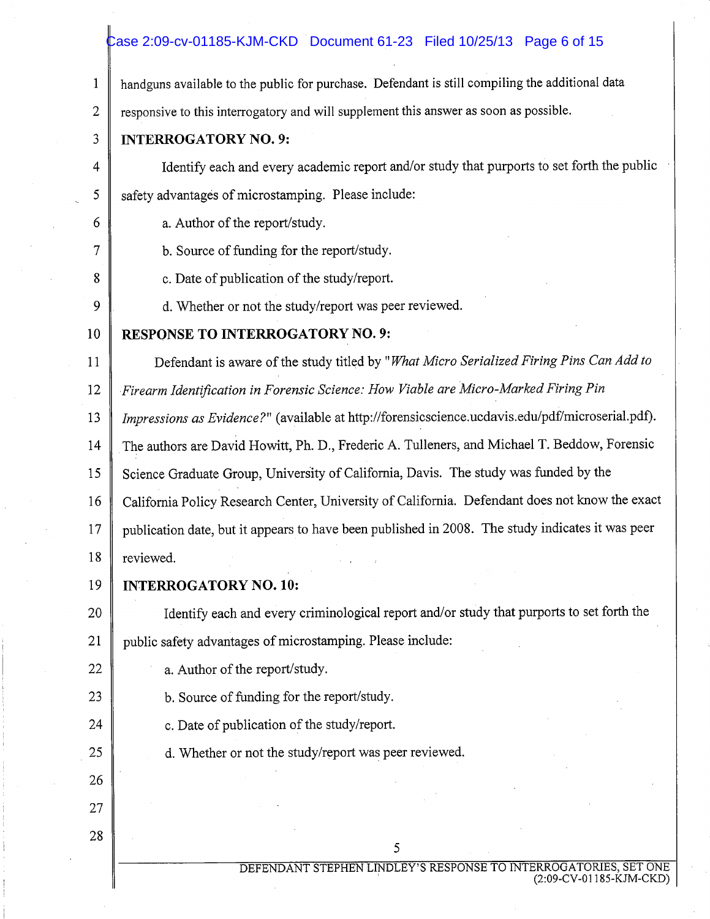handguns available to the public for purchase. Defendant is still compiling the additional data responsive to this interrogatory and will supplement this answer as soon as possible.

**INTERROGATORY NO. 9:**

Identify each and every academic report and/or study that purports to set forth the public safety advantages of microstamping. Please include:

a. Author of the report/study.

b. Source of funding for the report/study.

c. Date of publication of the study/report.

d. Whether or not the study/report was peer reviewed.

**RESPONSE TO INTERROGATORY NO. 9:**

Defendant is aware of the study titled by "*What Micro Serialized Firing Pins Can Add to Firearm Identification in Forensic Science: How Viable are Micro-Marked Firing Pin Impressions as Evidence?*" (available at http://forensicscience.ucdavis.edu/pdf/microserial.pdf). The authors are David Howitt, Ph. D., Frederic A. Tulleners, and Michael T. Beddow, Forensic Science Graduate Group, University of California, Davis. The study was funded by the California Policy Research Center, University of California. Defendant does not know the exact publication date, but it appears to have been published in 2008. The study indicates it was peer reviewed.

**INTERROGATORY NO. 10:**

Identify each and every criminological report and/or study that purports to set forth the public safety advantages of microstamping. Please include:

a. Author of the report/study.

b. Source of funding for the report/study.

c. Date of publication of the study/report.

d. Whether or not the study/report was peer reviewed.

DEFENDANT STEPHEN LINDLEY'S RESPONSE TO INTERROGATORIES, SET ONE (2:09-CV-01185-KJM-CKD)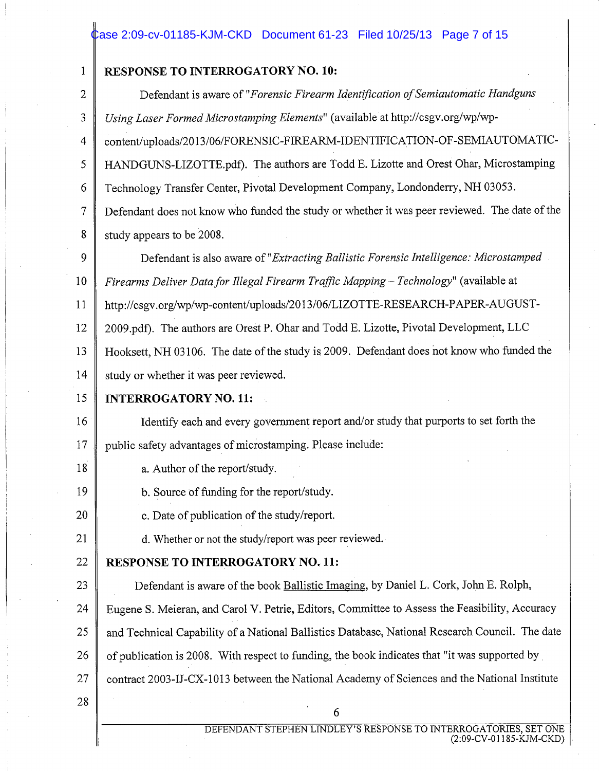**RESPONSE TO INTERROGATORY NO. 10:**

Defendant is aware of "*Forensic Firearm Identification of Semiautomatic Handguns Using Laser Formed Microstamping Elements*" (available at http://csgv.org/wp/wp-content/uploads/2013/06/FORENSIC-FIREARM-IDENTIFICATION-OF-SEMIAUTOMATIC-HANDGUNS-LIZOTTE.pdf). The authors are Todd E. Lizotte and Orest Ohar, Microstamping Technology Transfer Center, Pivotal Development Company, Londonderry, NH 03053. Defendant does not know who funded the study or whether it was peer reviewed. The date of the study appears to be 2008.

Defendant is also aware of "*Extracting Ballistic Forensic Intelligence: Microstamped Firearms Deliver Data for Illegal Firearm Traffic Mapping – Technology*" (available at http://csgv.org/wp/wp-content/uploads/2013/06/LIZOTTE-RESEARCH-PAPER-AUGUST-2009.pdf). The authors are Orest P. Ohar and Todd E. Lizotte, Pivotal Development, LLC Hooksett, NH 03106. The date of the study is 2009. Defendant does not know who funded the study or whether it was peer reviewed.

**INTERROGATORY NO. 11:**

Identify each and every government report and/or study that purports to set forth the public safety advantages of microstamping. Please include:

a. Author of the report/study.

b. Source of funding for the report/study.

c. Date of publication of the study/report.

d. Whether or not the study/report was peer reviewed.

**RESPONSE TO INTERROGATORY NO. 11:**

Defendant is aware of the book Ballistic Imaging, by Daniel L. Cork, John E. Rolph, Eugene S. Meieran, and Carol V. Petrie, Editors, Committee to Assess the Feasibility, Accuracy and Technical Capability of a National Ballistics Database, National Research Council. The date of publication is 2008. With respect to funding, the book indicates that "it was supported by contract 2003-IJ-CX-1013 between the National Academy of Sciences and the National Institute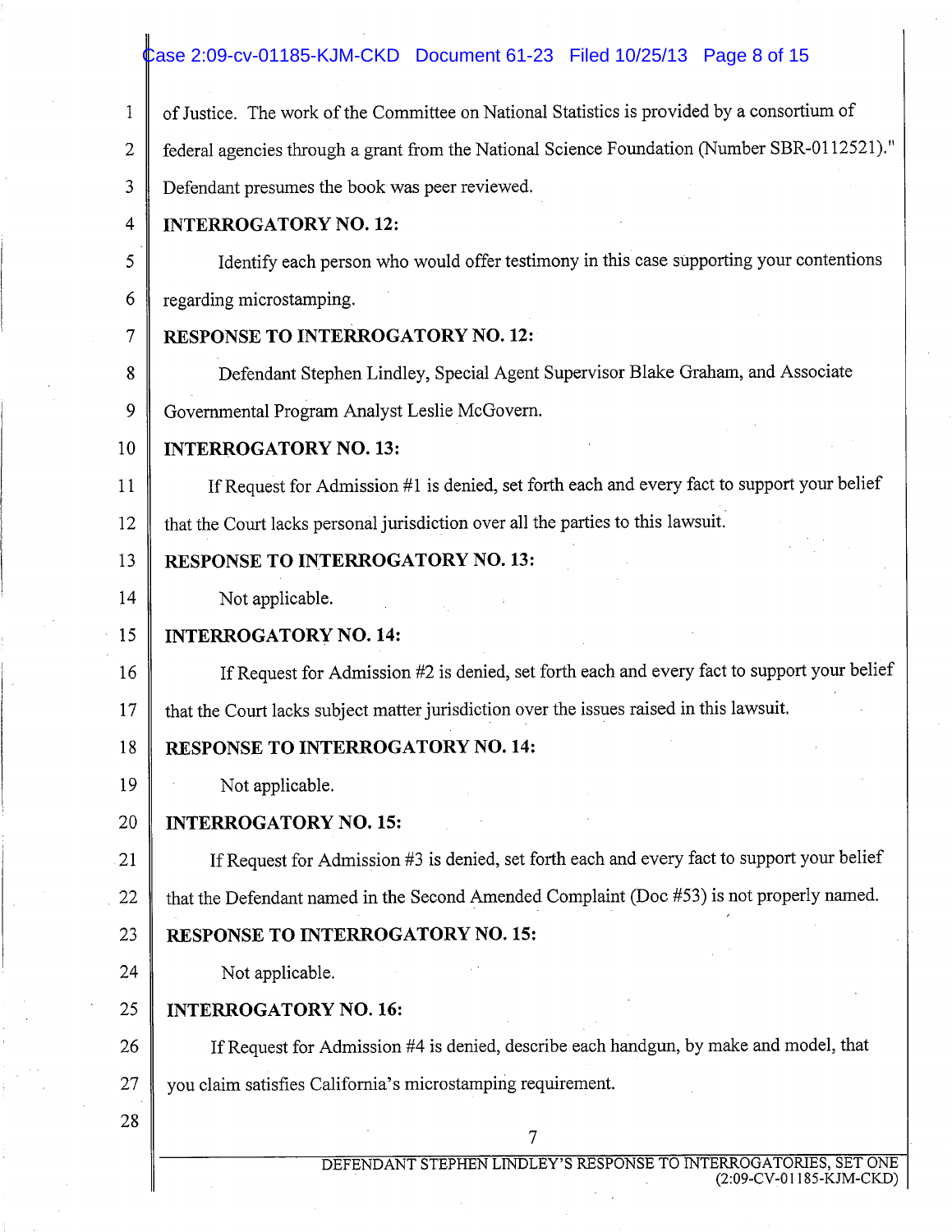of Justice. The work of the Committee on National Statistics is provided by a consortium of federal agencies through a grant from the National Science Foundation (Number SBR-0112521)." Defendant presumes the book was peer reviewed.

**INTERROGATORY NO. 12:**

Identify each person who would offer testimony in this case supporting your contentions regarding microstamping.

**RESPONSE TO INTERROGATORY NO. 12:**

Defendant Stephen Lindley, Special Agent Supervisor Blake Graham, and Associate Governmental Program Analyst Leslie McGovern.

**INTERROGATORY NO. 13:**

If Request for Admission #1 is denied, set forth each and every fact to support your belief that the Court lacks personal jurisdiction over all the parties to this lawsuit.

**RESPONSE TO INTERROGATORY NO. 13:**

Not applicable.

**INTERROGATORY NO. 14:**

If Request for Admission #2 is denied, set forth each and every fact to support your belief that the Court lacks subject matter jurisdiction over the issues raised in this lawsuit.

**RESPONSE TO INTERROGATORY NO. 14:**

Not applicable.

**INTERROGATORY NO. 15:**

If Request for Admission #3 is denied, set forth each and every fact to support your belief that the Defendant named in the Second Amended Complaint (Doc #53) is not properly named.

**RESPONSE TO INTERROGATORY NO. 15:**

Not applicable.

**INTERROGATORY NO. 16:**

If Request for Admission #4 is denied, describe each handgun, by make and model, that you claim satisfies California's microstamping requirement.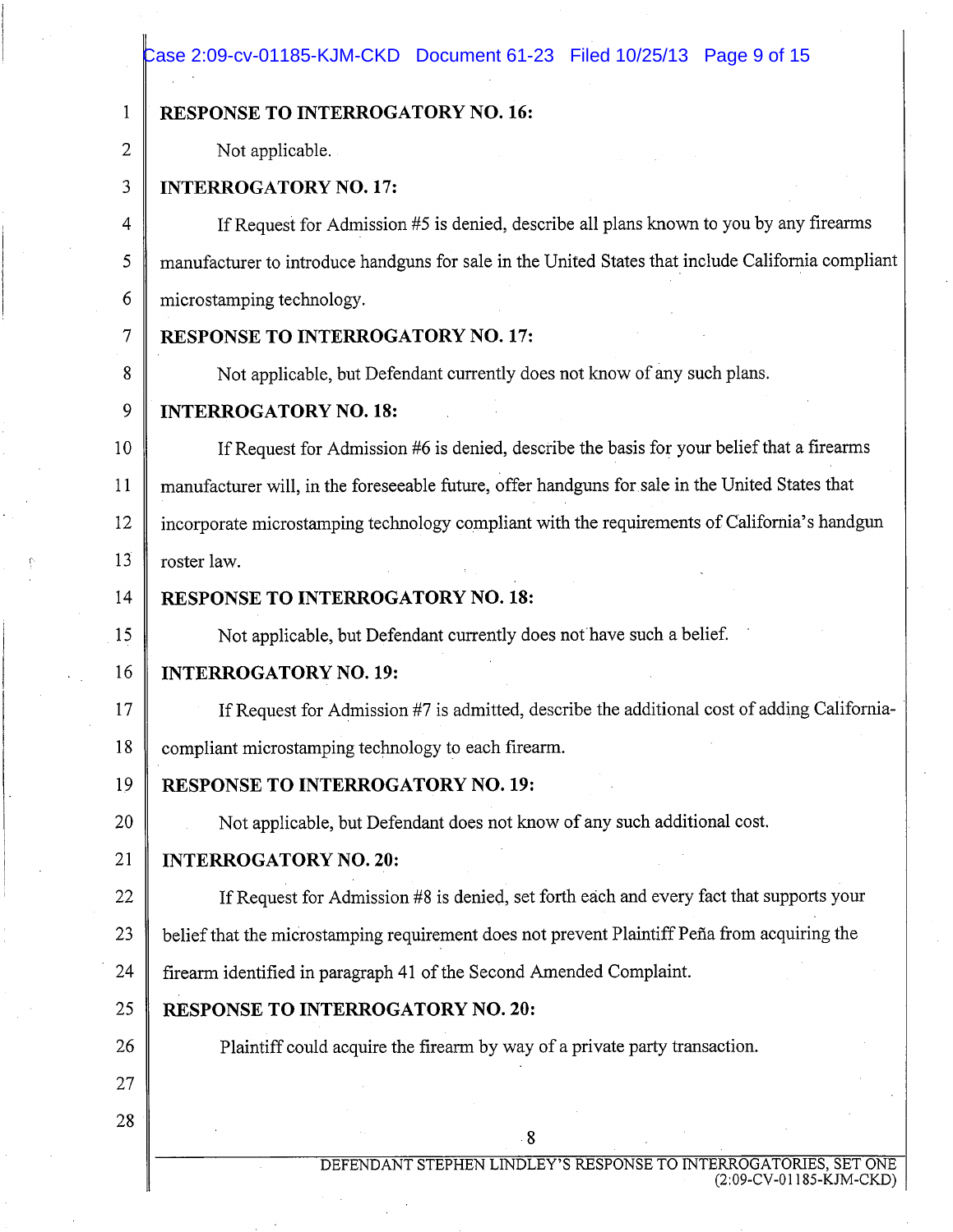**RESPONSE TO INTERROGATORY NO. 16:**

Not applicable.

**INTERROGATORY NO. 17:**

If Request for Admission #5 is denied, describe all plans known to you by any firearms manufacturer to introduce handguns for sale in the United States that include California compliant microstamping technology.

**RESPONSE TO INTERROGATORY NO. 17:**

Not applicable, but Defendant currently does not know of any such plans.

**INTERROGATORY NO. 18:**

If Request for Admission #6 is denied, describe the basis for your belief that a firearms manufacturer will, in the foreseeable future, offer handguns for sale in the United States that incorporate microstamping technology compliant with the requirements of California's handgun roster law.

**RESPONSE TO INTERROGATORY NO. 18:**

Not applicable, but Defendant currently does not have such a belief.

**INTERROGATORY NO. 19:**

If Request for Admission #7 is admitted, describe the additional cost of adding California-compliant microstamping technology to each firearm.

**RESPONSE TO INTERROGATORY NO. 19:**

Not applicable, but Defendant does not know of any such additional cost.

**INTERROGATORY NO. 20:**

If Request for Admission #8 is denied, set forth each and every fact that supports your belief that the microstamping requirement does not prevent Plaintiff Peña from acquiring the firearm identified in paragraph 41 of the Second Amended Complaint.

**RESPONSE TO INTERROGATORY NO. 20:**

Plaintiff could acquire the firearm by way of a private party transaction.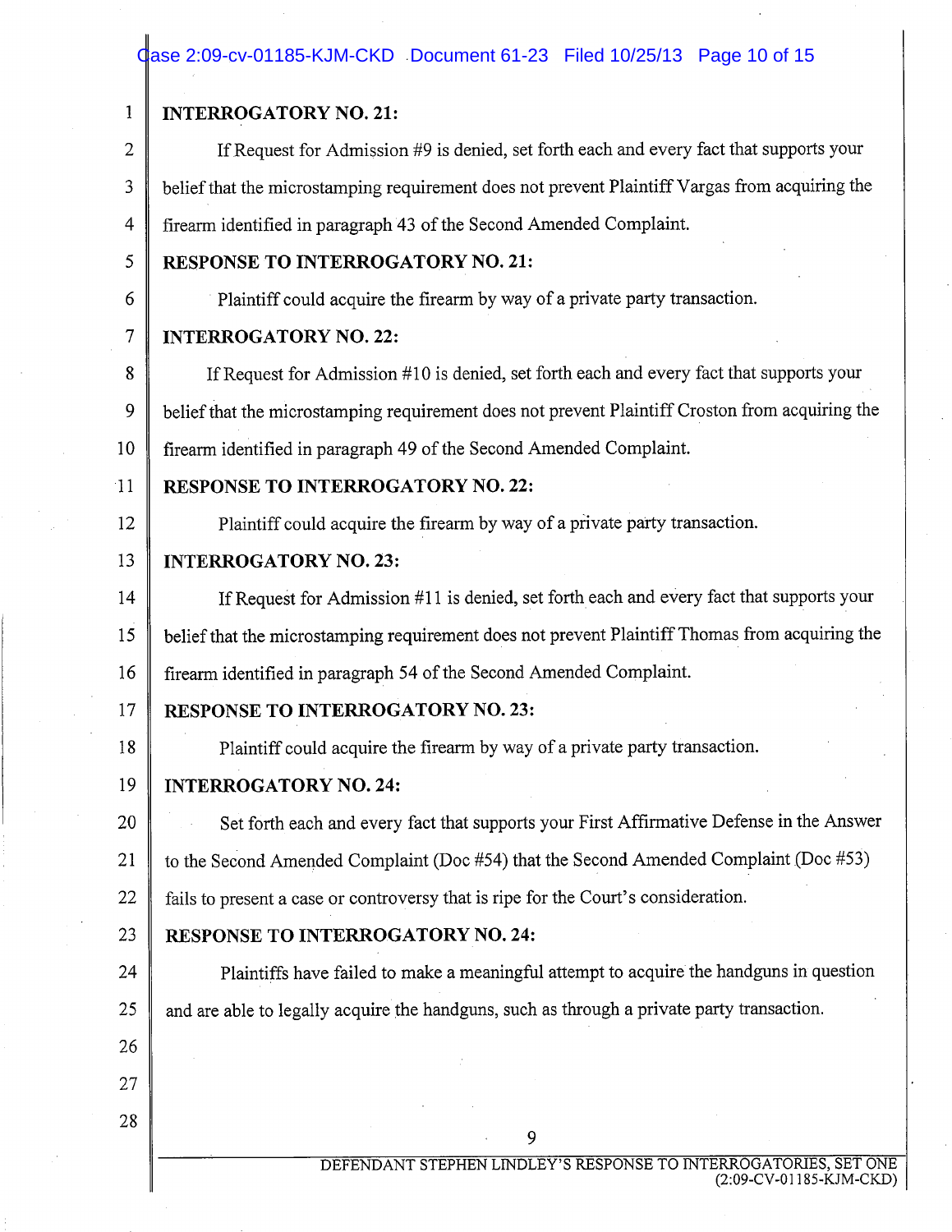**INTERROGATORY NO. 21:**

If Request for Admission #9 is denied, set forth each and every fact that supports your belief that the microstamping requirement does not prevent Plaintiff Vargas from acquiring the firearm identified in paragraph 43 of the Second Amended Complaint.

**RESPONSE TO INTERROGATORY NO. 21:**

Plaintiff could acquire the firearm by way of a private party transaction.

**INTERROGATORY NO. 22:**

If Request for Admission #10 is denied, set forth each and every fact that supports your belief that the microstamping requirement does not prevent Plaintiff Croston from acquiring the firearm identified in paragraph 49 of the Second Amended Complaint.

**RESPONSE TO INTERROGATORY NO. 22:**

Plaintiff could acquire the firearm by way of a private party transaction.

**INTERROGATORY NO. 23:**

If Request for Admission #11 is denied, set forth each and every fact that supports your belief that the microstamping requirement does not prevent Plaintiff Thomas from acquiring the firearm identified in paragraph 54 of the Second Amended Complaint.

**RESPONSE TO INTERROGATORY NO. 23:**

Plaintiff could acquire the firearm by way of a private party transaction.

**INTERROGATORY NO. 24:**

Set forth each and every fact that supports your First Affirmative Defense in the Answer to the Second Amended Complaint (Doc #54) that the Second Amended Complaint (Doc #53) fails to present a case or controversy that is ripe for the Court's consideration.

**RESPONSE TO INTERROGATORY NO. 24:**

Plaintiffs have failed to make a meaningful attempt to acquire the handguns in question and are able to legally acquire the handguns, such as through a private party transaction.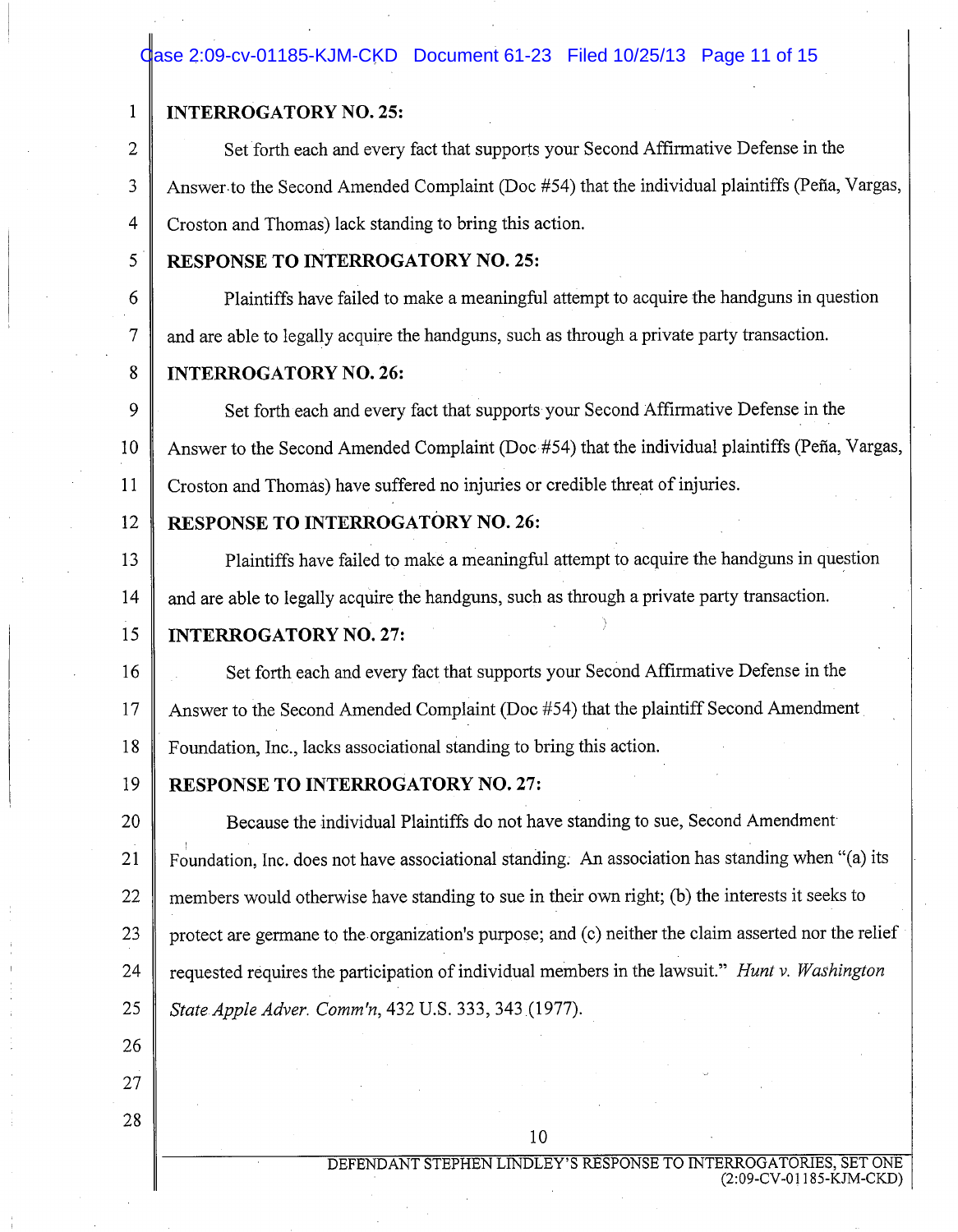**INTERROGATORY NO. 25:**

Set forth each and every fact that supports your Second Affirmative Defense in the Answer to the Second Amended Complaint (Doc #54) that the individual plaintiffs (Peña, Vargas, Croston and Thomas) lack standing to bring this action.

**RESPONSE TO INTERROGATORY NO. 25:**

Plaintiffs have failed to make a meaningful attempt to acquire the handguns in question and are able to legally acquire the handguns, such as through a private party transaction.

**INTERROGATORY NO. 26:**

Set forth each and every fact that supports your Second Affirmative Defense in the Answer to the Second Amended Complaint (Doc #54) that the individual plaintiffs (Peña, Vargas, Croston and Thomas) have suffered no injuries or credible threat of injuries.

**RESPONSE TO INTERROGATORY NO. 26:**

Plaintiffs have failed to make a meaningful attempt to acquire the handguns in question and are able to legally acquire the handguns, such as through a private party transaction.

**INTERROGATORY NO. 27:**

Set forth each and every fact that supports your Second Affirmative Defense in the Answer to the Second Amended Complaint (Doc #54) that the plaintiff Second Amendment Foundation, Inc., lacks associational standing to bring this action.

**RESPONSE TO INTERROGATORY NO. 27:**

Because the individual Plaintiffs do not have standing to sue, Second Amendment Foundation, Inc. does not have associational standing. An association has standing when "(a) its members would otherwise have standing to sue in their own right; (b) the interests it seeks to protect are germane to the organization's purpose; and (c) neither the claim asserted nor the relief requested requires the participation of individual members in the lawsuit." *Hunt v. Washington State Apple Adver. Comm'n*, 432 U.S. 333, 343 (1977).

DEFENDANT STEPHEN LINDLEY'S RESPONSE TO INTERROGATORIES, SET ONE (2:09-CV-01185-KJM-CKD)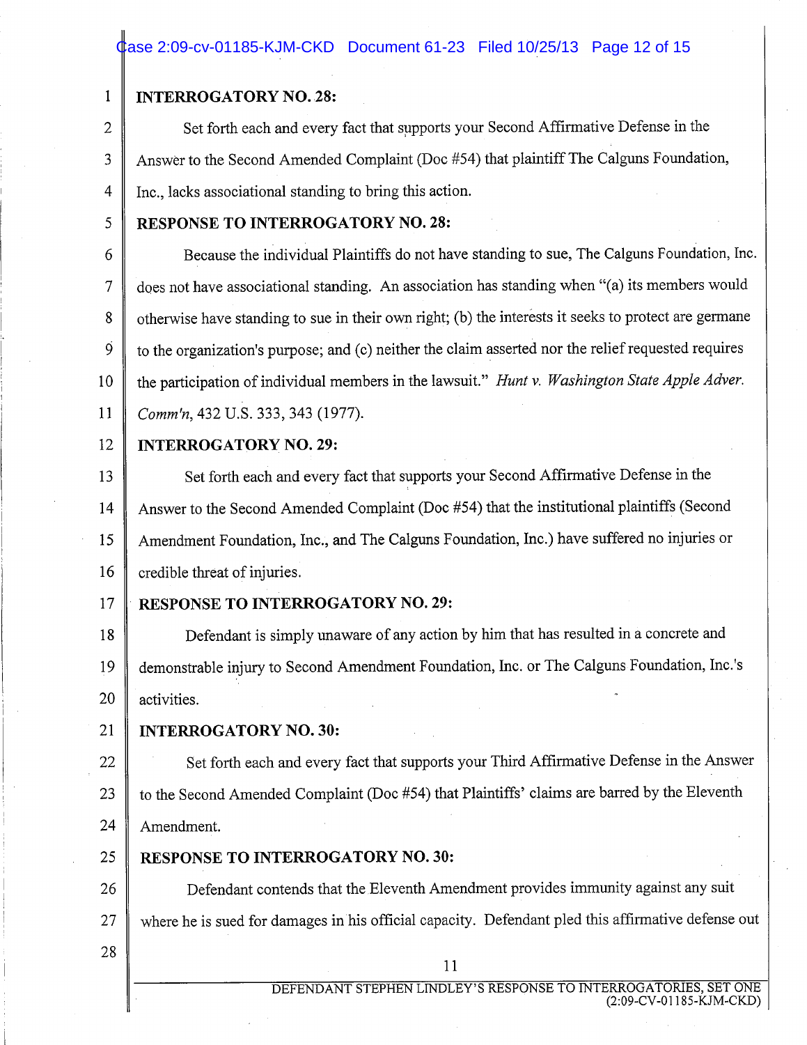**INTERROGATORY NO. 28:**

Set forth each and every fact that supports your Second Affirmative Defense in the Answer to the Second Amended Complaint (Doc #54) that plaintiff The Calguns Foundation, Inc., lacks associational standing to bring this action.

**RESPONSE TO INTERROGATORY NO. 28:**

Because the individual Plaintiffs do not have standing to sue, The Calguns Foundation, Inc. does not have associational standing. An association has standing when "(a) its members would otherwise have standing to sue in their own right; (b) the interests it seeks to protect are germane to the organization's purpose; and (c) neither the claim asserted nor the relief requested requires the participation of individual members in the lawsuit." *Hunt v. Washington State Apple Adver. Comm'n*, 432 U.S. 333, 343 (1977).

**INTERROGATORY NO. 29:**

Set forth each and every fact that supports your Second Affirmative Defense in the Answer to the Second Amended Complaint (Doc #54) that the institutional plaintiffs (Second Amendment Foundation, Inc., and The Calguns Foundation, Inc.) have suffered no injuries or credible threat of injuries.

**RESPONSE TO INTERROGATORY NO. 29:**

Defendant is simply unaware of any action by him that has resulted in a concrete and demonstrable injury to Second Amendment Foundation, Inc. or The Calguns Foundation, Inc.'s activities.

**INTERROGATORY NO. 30:**

Set forth each and every fact that supports your Third Affirmative Defense in the Answer to the Second Amended Complaint (Doc #54) that Plaintiffs' claims are barred by the Eleventh Amendment.

**RESPONSE TO INTERROGATORY NO. 30:**

Defendant contends that the Eleventh Amendment provides immunity against any suit where he is sued for damages in his official capacity. Defendant pled this affirmative defense out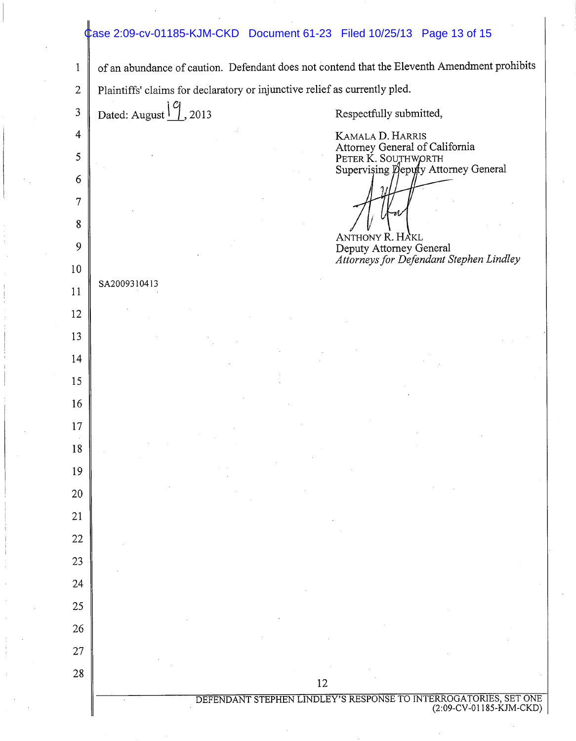of an abundance of caution. Defendant does not contend that the Eleventh Amendment prohibits Plaintiffs' claims for declaratory or injunctive relief as currently pled.

Dated: August 19, 2013

Respectfully submitted,

KAMALA D. HARRIS
Attorney General of California
PETER K. SOUTHWORTH
Supervising Deputy Attorney General

ANTHONY R. HAKL
Deputy Attorney General
*Attorneys for Defendant Stephen Lindley*

SA2009310413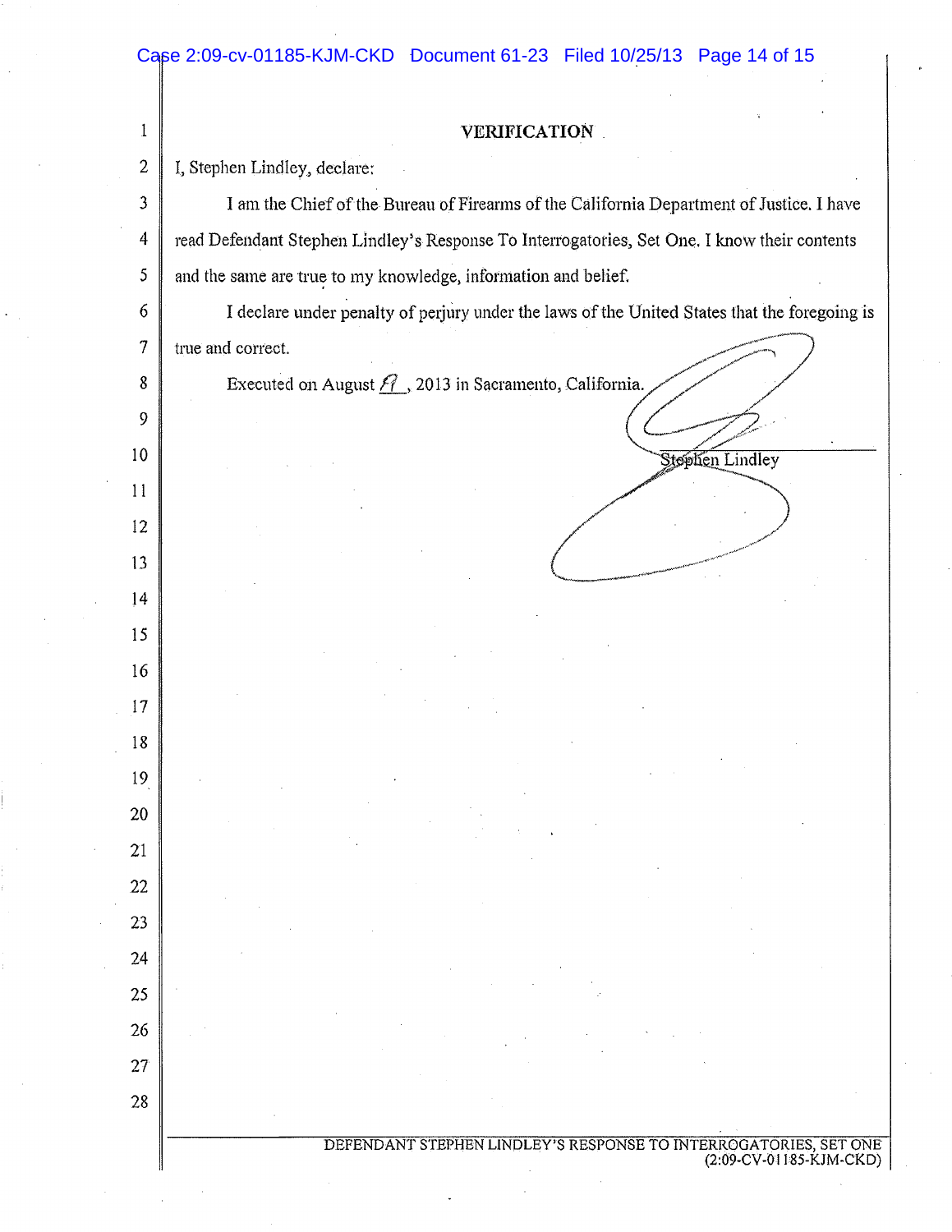# VERIFICATION

I, Stephen Lindley, declare:

I am the Chief of the Bureau of Firearms of the California Department of Justice. I have read Defendant Stephen Lindley's Response To Interrogatories, Set One. I know their contents and the same are true to my knowledge, information and belief.

I declare under penalty of perjury under the laws of the United States that the foregoing is true and correct.

Executed on August 11, 2013 in Sacramento, California.

Stephen Lindley

DEFENDANT STEPHEN LINDLEY'S RESPONSE TO INTERROGATORIES, SET ONE (2:09-CV-01185-KJM-CKD)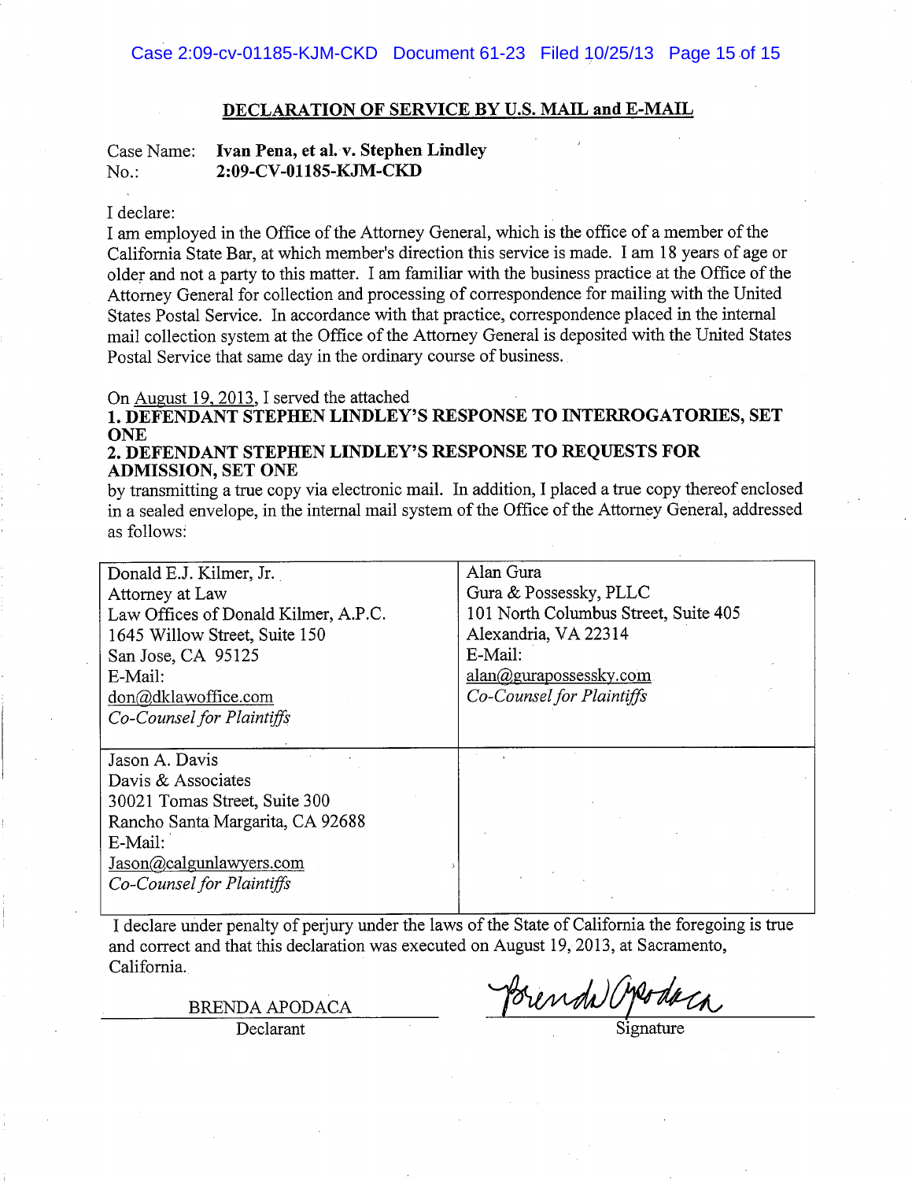## DECLARATION OF SERVICE BY U.S. MAIL and E-MAIL

Case Name: **Ivan Pena, et al. v. Stephen Lindley**
No.: **2:09-CV-01185-KJM-CKD**

I declare:
I am employed in the Office of the Attorney General, which is the office of a member of the California State Bar, at which member's direction this service is made. I am 18 years of age or older and not a party to this matter. I am familiar with the business practice at the Office of the Attorney General for collection and processing of correspondence for mailing with the United States Postal Service. In accordance with that practice, correspondence placed in the internal mail collection system at the Office of the Attorney General is deposited with the United States Postal Service that same day in the ordinary course of business.

On August 19, 2013, I served the attached
**1. DEFENDANT STEPHEN LINDLEY'S RESPONSE TO INTERROGATORIES, SET ONE**
**2. DEFENDANT STEPHEN LINDLEY'S RESPONSE TO REQUESTS FOR ADMISSION, SET ONE**
by transmitting a true copy via electronic mail. In addition, I placed a true copy thereof enclosed in a sealed envelope, in the internal mail system of the Office of the Attorney General, addressed as follows:

| | |
|---|---|
| Donald E.J. Kilmer, Jr.<br>Attorney at Law<br>Law Offices of Donald Kilmer, A.P.C.<br>1645 Willow Street, Suite 150<br>San Jose, CA 95125<br>E-Mail:<br>don@dklawoffice.com<br>*Co-Counsel for Plaintiffs* | Alan Gura<br>Gura & Possessky, PLLC<br>101 North Columbus Street, Suite 405<br>Alexandria, VA 22314<br>E-Mail:<br>alan@gurapossessky.com<br>*Co-Counsel for Plaintiffs* |
| Jason A. Davis<br>Davis & Associates<br>30021 Tomas Street, Suite 300<br>Rancho Santa Margarita, CA 92688<br>E-Mail:<br>Jason@calgunlawyers.com<br>*Co-Counsel for Plaintiffs* | |

I declare under penalty of perjury under the laws of the State of California the foregoing is true and correct and that this declaration was executed on August 19, 2013, at Sacramento, California.

| | |
|---|---|
| BRENDA APODACA | Brenda Apodaca |
| Declarant | Signature |